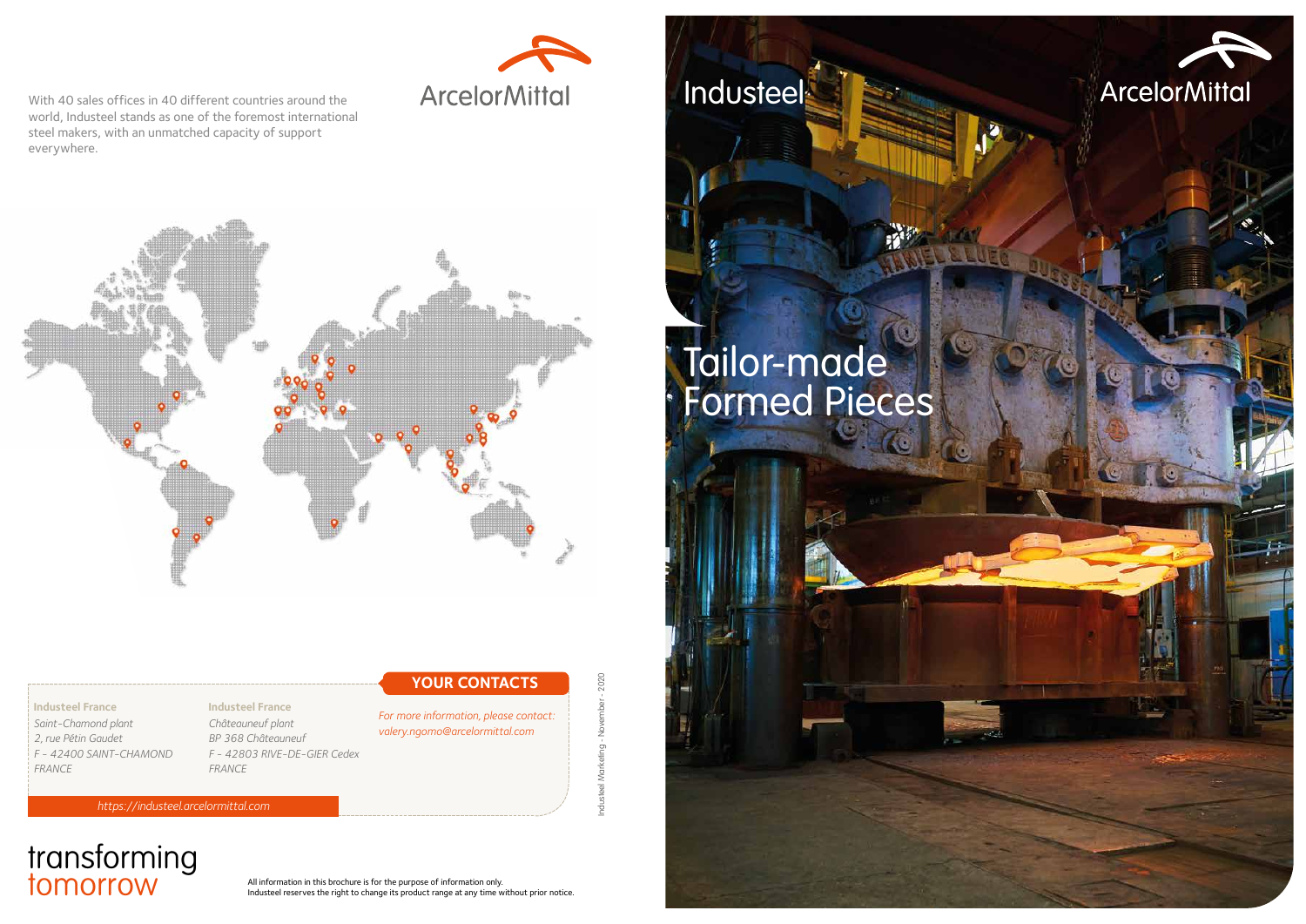ArcelorMittal

With 40 sales offices in 40 different countries around the world, Industeel stands as one of the foremost international steel makers, with an unmatched capacity of support everywhere.

## YOUR CONTACTS

**Industeel France**
*Saint-Chamond plant*
*2, rue Pétin Gaudet*
*F - 42400 SAINT-CHAMOND*
*FRANCE*

**Industeel France**
*Châteauneuf plant*
*BP 368 Châteauneuf*
*F - 42803 RIVE-DE-GIER Cedex*
*FRANCE*

*For more information, please contact:*
*valery.ngomo@arcelormittal.com*

*https://industeel.arcelormittal.com*

Industeel Marketing - November - 2020

transforming tomorrow

All information in this brochure is for the purpose of information only.
Industeel reserves the right to change its product range at any time without prior notice.

Industeel

ArcelorMittal

# Tailor-made Formed Pieces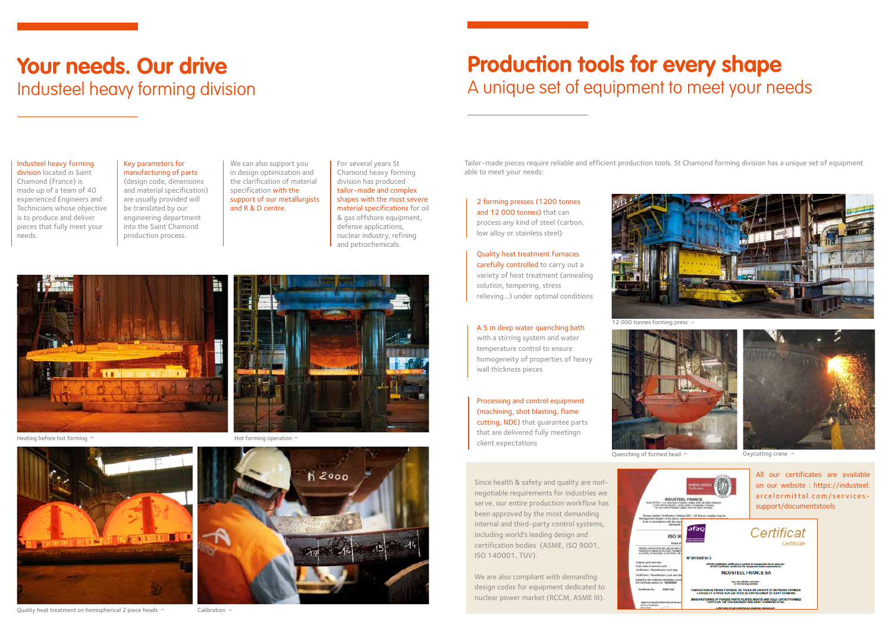# Your needs. Our drive

## Industeel heavy forming division

Industeel heavy forming division located in Saint Chamond (France) is made up of a team of 40 experienced Engineers and Technicians whose objective is to produce and deliver pieces that fully meet your needs.

Key parameters for manufacturing of parts (design code, dimensions and material specification) are usually provided will be translated by our engineering department into the Saint Chamond production process.

We can also support you in design optimization and the clarification of material specification with the support of our metallurgists and R & D centre.

For several years St Chamond heavy forming division has produced tailor-made and complex shapes with the most severe material specifications for oil & gas offshore equipment, defense applications, nuclear industry, refining and petrochemicals.

Heating before hot forming

Hot forming operation

Quality heat treatment on hemispherical 2 piece heads

Calibration

# Production tools for every shape

## A unique set of equipment to meet your needs

Tailor-made pieces require reliable and efficient production tools. St Chamond forming division has a unique set of equipment able to meet your needs:

2 forming presses (1200 tonnes and 12 000 tonnes) that can process any kind of steel (carbon, low alloy or stainless steel)

Quality heat treatment furnaces carefully controlled to carry out a variety of heat treatment (annealing solution, tempering, stress relieving...) under optimal conditions

A 5 m deep water quenching bath with a stirring system and water temperature control to ensure homogeneity of properties of heavy wall thickness pieces

Processing and control equipment (machining, shot blasting, flame cutting, NDE) that guarantee parts that are delivered fully meetingn client expectations

12 000 tonnes forming press

Quenching of formed head

Oxycutting crane

Since health & safety and quality are non-negotiable requirements for industries we serve, our entire production workflow has been approved by the most demanding internal and third-party control systems, including world's leading design and certification bodies (ASME, ISO 9001, ISO 140001, TUV).

We are also compliant with demanding design codes for equipment dedicated to nuclear power market (RCCM, ASME III).

All our certificates are available on our website : https://industeel.arcelormittal.com/services-support/documentstools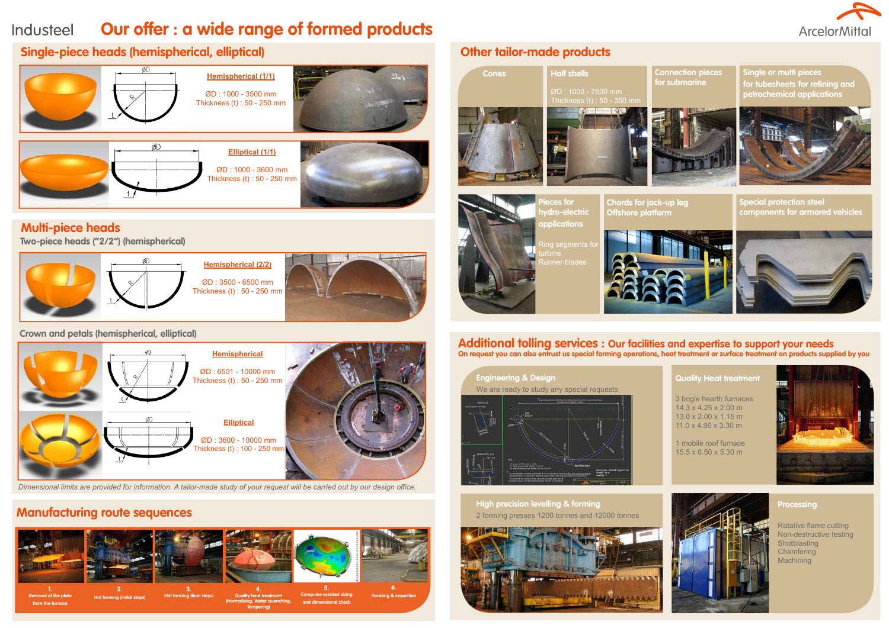Industeel

# Our offer : a wide range of formed products

ArcelorMittal

## Single-piece heads (hemispherical, elliptical)

**Hemispherical (1/1)**

ØD : 1000 - 3500 mm
Thickness (t) : 50 - 250 mm

**Elliptical (1/1)**

ØD : 1000 - 3600 mm
Thickness (t) : 50 - 250 mm

## Multi-piece heads

Two-piece heads ("2/2") (hemispherical)

**Hemispherical (2/2)**

ØD : 3500 - 6500 mm
Thickness (t) : 50 - 250 mm

Crown and petals (hemispherical, elliptical)

**Hemispherical**

ØD : 6501 - 10000 mm
Thickness (t) : 50 - 250 mm

**Elliptical**

ØD : 3600 - 10000 mm
Thickness (t) : 100 - 250 mm

*Dimensional limits are provided for information. A tailor-made study of your request will be carried out by our design office.*

## Manufacturing route sequences

1. Removal of the plate from the furnace
2. Hot forming (initial steps)
3. Hot forming (final steps)
4. Quality heat treatment (Normalising, Water quenching, Tempering)
5. Computer-assisted sizing and dimensional check
6. Finishing & inspection

## Other tailor-made products

**Cones**

**Half shells**

ØD : 1000 - 7500 mm
Thickness (t) : 50 - 350 mm

**Connection pieces for submarine**

**Single or multi pieces for tubesheets for refining and petrochemical applications**

**Pieces for hydro-electric applications**

Ring segments for turbine
Runner blades

**Chords for jack-up leg Offshore platform**

**Special protection steel components for armored vehicles**

## Additional tolling services : Our facilities and expertise to support your needs

On request you can also entrust us special forming operations, heat treatment or surface treatment on products supplied by you

**Engineering & Design**

We are ready to study any special requests

**Quality Heat treatment**

3 bogie hearth furnaces
14.3 x 4.25 x 2.00 m
13.0 x 2.00 x 1.15 m
11.0 x 4.90 x 3.30 m

1 mobile roof furnace
15.5 x 6.50 x 5.30 m

**High precision levelling & forming**

2 forming presses 1200 tonnes and 12000 tonnes

**Processing**

Rotative flame cutting
Non-destructive testing
Shotblasting
Chamfering
Machining